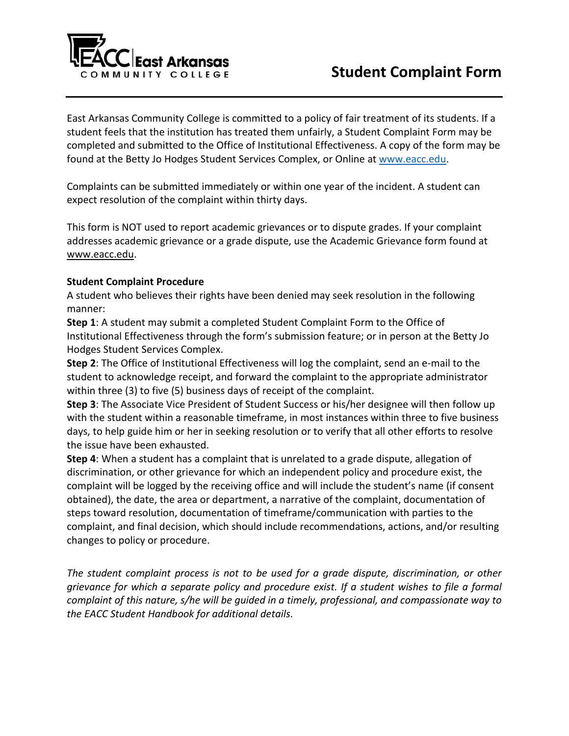East Arkansas Community College

# Student Complaint Form

East Arkansas Community College is committed to a policy of fair treatment of its students. If a student feels that the institution has treated them unfairly, a Student Complaint Form may be completed and submitted to the Office of Institutional Effectiveness. A copy of the form may be found at the Betty Jo Hodges Student Services Complex, or Online at www.eacc.edu.

Complaints can be submitted immediately or within one year of the incident. A student can expect resolution of the complaint within thirty days.

This form is NOT used to report academic grievances or to dispute grades. If your complaint addresses academic grievance or a grade dispute, use the Academic Grievance form found at www.eacc.edu.

**Student Complaint Procedure**

A student who believes their rights have been denied may seek resolution in the following manner:

**Step 1**: A student may submit a completed Student Complaint Form to the Office of Institutional Effectiveness through the form's submission feature; or in person at the Betty Jo Hodges Student Services Complex.

**Step 2**: The Office of Institutional Effectiveness will log the complaint, send an e-mail to the student to acknowledge receipt, and forward the complaint to the appropriate administrator within three (3) to five (5) business days of receipt of the complaint.

**Step 3**: The Associate Vice President of Student Success or his/her designee will then follow up with the student within a reasonable timeframe, in most instances within three to five business days, to help guide him or her in seeking resolution or to verify that all other efforts to resolve the issue have been exhausted.

**Step 4**: When a student has a complaint that is unrelated to a grade dispute, allegation of discrimination, or other grievance for which an independent policy and procedure exist, the complaint will be logged by the receiving office and will include the student's name (if consent obtained), the date, the area or department, a narrative of the complaint, documentation of steps toward resolution, documentation of timeframe/communication with parties to the complaint, and final decision, which should include recommendations, actions, and/or resulting changes to policy or procedure.

*The student complaint process is not to be used for a grade dispute, discrimination, or other grievance for which a separate policy and procedure exist. If a student wishes to file a formal complaint of this nature, s/he will be guided in a timely, professional, and compassionate way to the EACC Student Handbook for additional details.*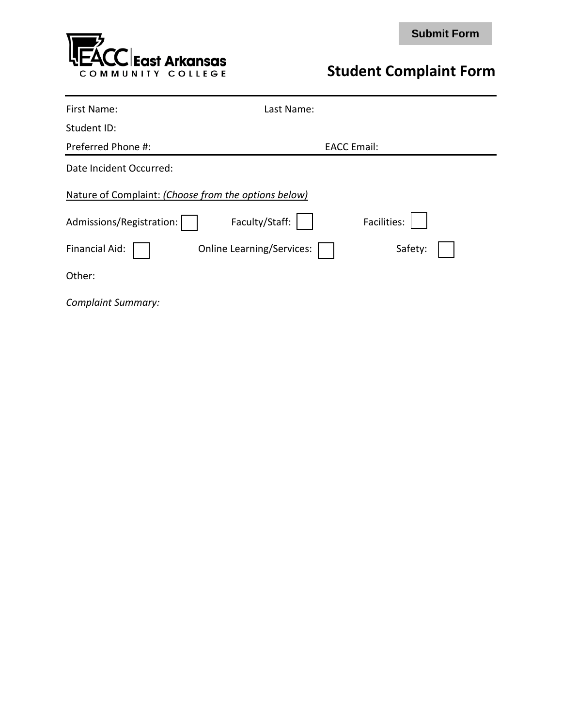Submit Form

East Arkansas COMMUNITY COLLEGE

# Student Complaint Form

First Name: Last Name:

Student ID:

Preferred Phone #: EACC Email:

Date Incident Occurred:

Nature of Complaint: *(Choose from the options below)*

Admissions/Registration: ☐ Faculty/Staff: ☐ Facilities: ☐

Financial Aid: ☐ Online Learning/Services: ☐ Safety: ☐

Other:

*Complaint Summary:*